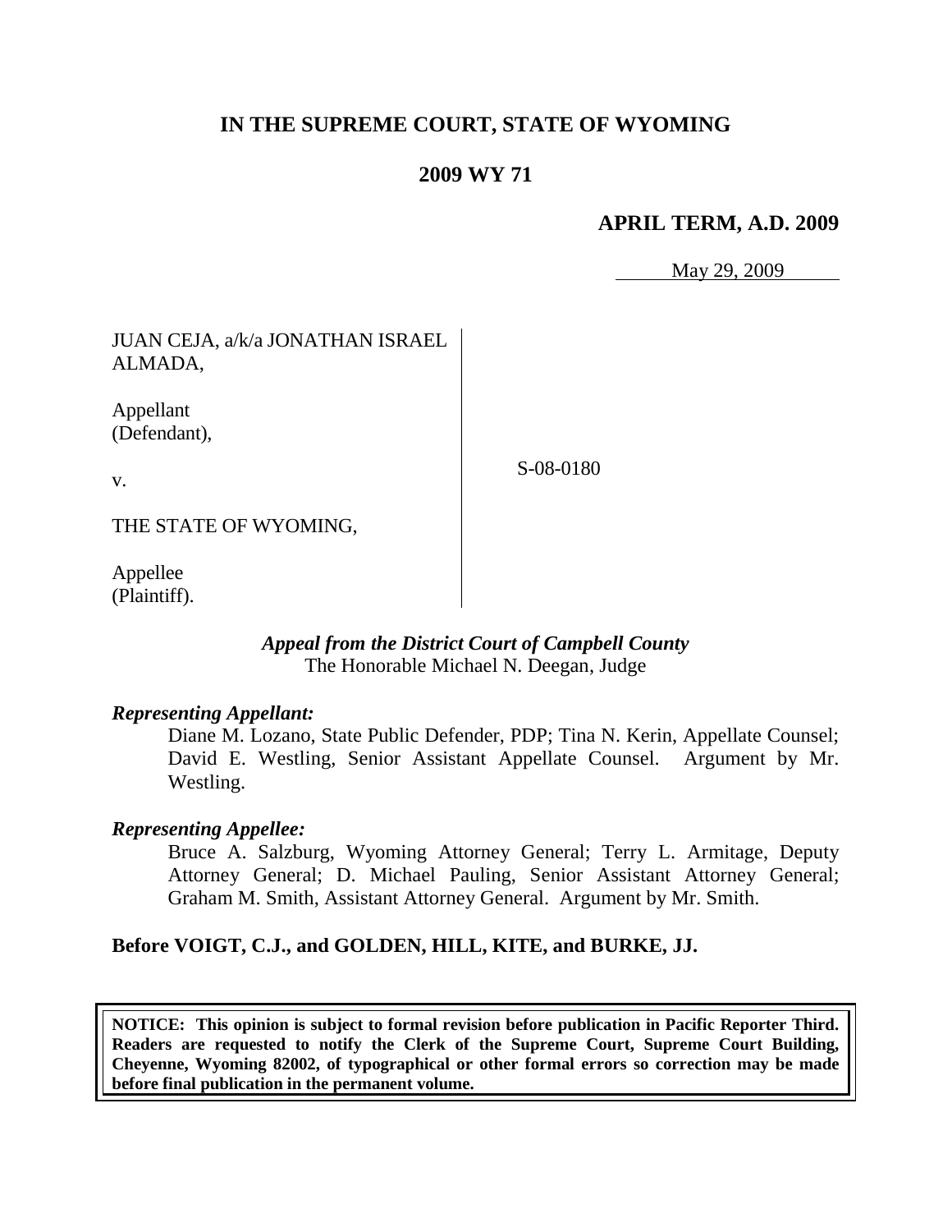**IN THE SUPREME COURT, STATE OF WYOMING**

**2009 WY 71**

**APRIL TERM, A.D. 2009**

May 29, 2009

JUAN CEJA, a/k/a JONATHAN ISRAEL ALMADA,

Appellant (Defendant),

v.

THE STATE OF WYOMING,

Appellee (Plaintiff).

S-08-0180

***Appeal from the District Court of Campbell County***
The Honorable Michael N. Deegan, Judge

***Representing Appellant:***

Diane M. Lozano, State Public Defender, PDP; Tina N. Kerin, Appellate Counsel; David E. Westling, Senior Assistant Appellate Counsel. Argument by Mr. Westling.

***Representing Appellee:***

Bruce A. Salzburg, Wyoming Attorney General; Terry L. Armitage, Deputy Attorney General; D. Michael Pauling, Senior Assistant Attorney General; Graham M. Smith, Assistant Attorney General. Argument by Mr. Smith.

**Before VOIGT, C.J., and GOLDEN, HILL, KITE, and BURKE, JJ.**

**NOTICE: This opinion is subject to formal revision before publication in Pacific Reporter Third. Readers are requested to notify the Clerk of the Supreme Court, Supreme Court Building, Cheyenne, Wyoming 82002, of typographical or other formal errors so correction may be made before final publication in the permanent volume.**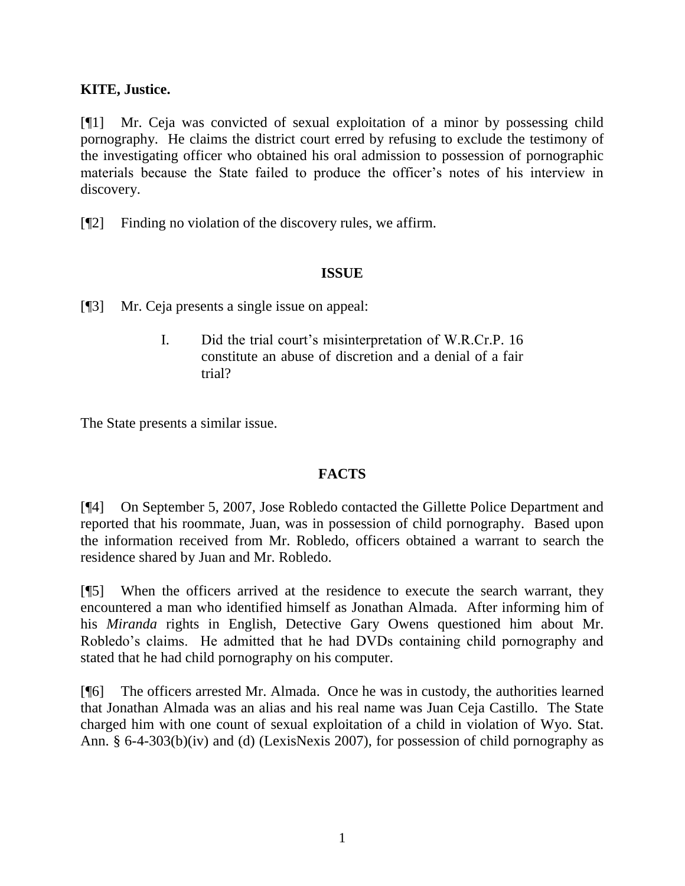**KITE, Justice.**

[¶1] Mr. Ceja was convicted of sexual exploitation of a minor by possessing child pornography. He claims the district court erred by refusing to exclude the testimony of the investigating officer who obtained his oral admission to possession of pornographic materials because the State failed to produce the officer's notes of his interview in discovery.

[¶2] Finding no violation of the discovery rules, we affirm.

## ISSUE

[¶3] Mr. Ceja presents a single issue on appeal:

> I. Did the trial court's misinterpretation of W.R.Cr.P. 16 constitute an abuse of discretion and a denial of a fair trial?

The State presents a similar issue.

## FACTS

[¶4] On September 5, 2007, Jose Robledo contacted the Gillette Police Department and reported that his roommate, Juan, was in possession of child pornography. Based upon the information received from Mr. Robledo, officers obtained a warrant to search the residence shared by Juan and Mr. Robledo.

[¶5] When the officers arrived at the residence to execute the search warrant, they encountered a man who identified himself as Jonathan Almada. After informing him of his *Miranda* rights in English, Detective Gary Owens questioned him about Mr. Robledo's claims. He admitted that he had DVDs containing child pornography and stated that he had child pornography on his computer.

[¶6] The officers arrested Mr. Almada. Once he was in custody, the authorities learned that Jonathan Almada was an alias and his real name was Juan Ceja Castillo. The State charged him with one count of sexual exploitation of a child in violation of Wyo. Stat. Ann. § 6-4-303(b)(iv) and (d) (LexisNexis 2007), for possession of child pornography as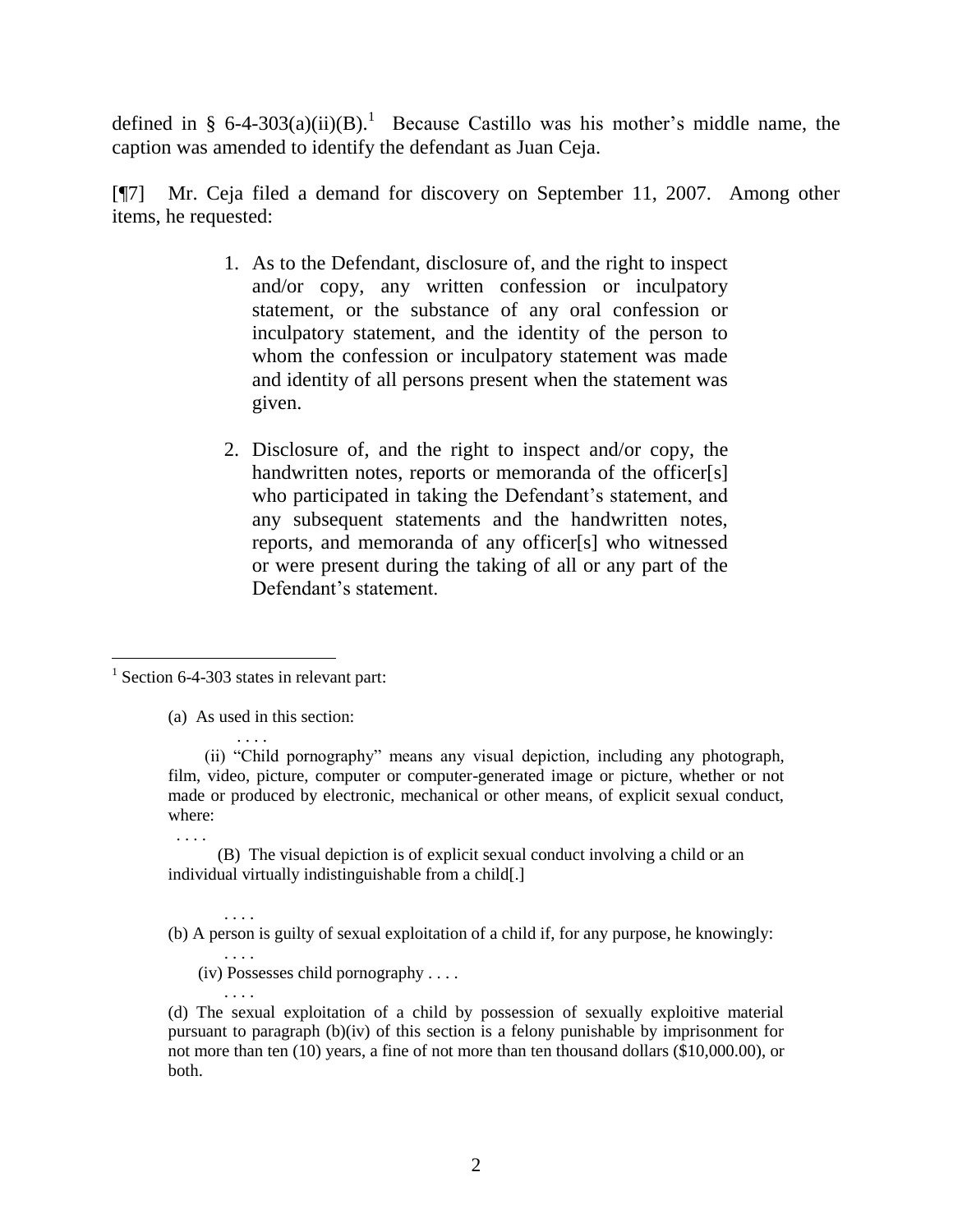defined in § 6-4-303(a)(ii)(B).[1] Because Castillo was his mother's middle name, the caption was amended to identify the defendant as Juan Ceja.

[¶7] Mr. Ceja filed a demand for discovery on September 11, 2007. Among other items, he requested:

> 1. As to the Defendant, disclosure of, and the right to inspect and/or copy, any written confession or inculpatory statement, or the substance of any oral confession or inculpatory statement, and the identity of the person to whom the confession or inculpatory statement was made and identity of all persons present when the statement was given.
>
> 2. Disclosure of, and the right to inspect and/or copy, the handwritten notes, reports or memoranda of the officer[s] who participated in taking the Defendant's statement, and any subsequent statements and the handwritten notes, reports, and memoranda of any officer[s] who witnessed or were present during the taking of all or any part of the Defendant's statement.

---

[1] Section 6-4-303 states in relevant part:

> (a) As used in this section:
>
> . . . .
>
> (ii) "Child pornography" means any visual depiction, including any photograph, film, video, picture, computer or computer-generated image or picture, whether or not made or produced by electronic, mechanical or other means, of explicit sexual conduct, where:
>
> . . . .
>
> (B) The visual depiction is of explicit sexual conduct involving a child or an individual virtually indistinguishable from a child[.]
>
> . . . .
>
> (b) A person is guilty of sexual exploitation of a child if, for any purpose, he knowingly:
>
> . . . .
>
> (iv) Possesses child pornography . . . .
>
> . . . .
>
> (d) The sexual exploitation of a child by possession of sexually exploitive material pursuant to paragraph (b)(iv) of this section is a felony punishable by imprisonment for not more than ten (10) years, a fine of not more than ten thousand dollars ($10,000.00), or both.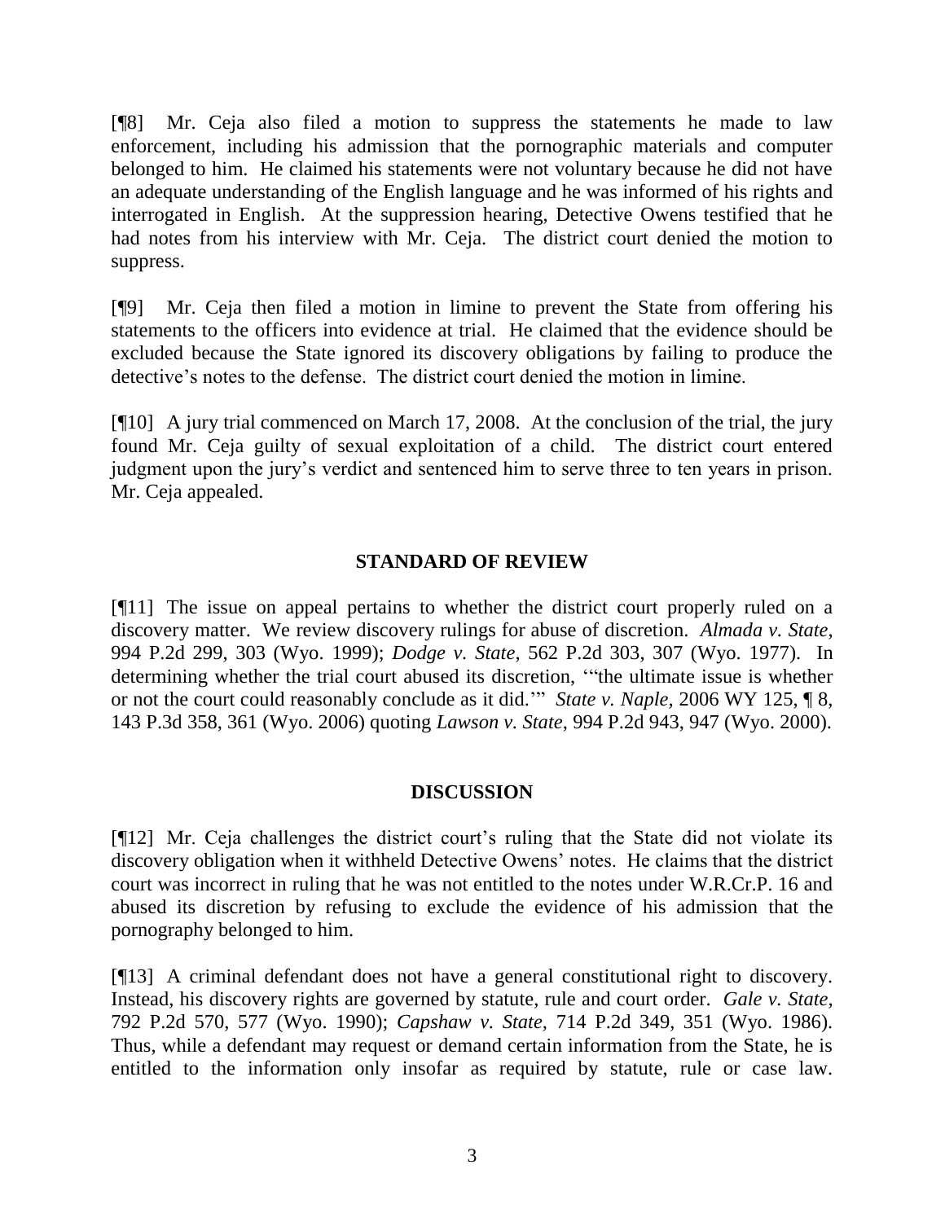[¶8] Mr. Ceja also filed a motion to suppress the statements he made to law enforcement, including his admission that the pornographic materials and computer belonged to him. He claimed his statements were not voluntary because he did not have an adequate understanding of the English language and he was informed of his rights and interrogated in English. At the suppression hearing, Detective Owens testified that he had notes from his interview with Mr. Ceja. The district court denied the motion to suppress.

[¶9] Mr. Ceja then filed a motion in limine to prevent the State from offering his statements to the officers into evidence at trial. He claimed that the evidence should be excluded because the State ignored its discovery obligations by failing to produce the detective's notes to the defense. The district court denied the motion in limine.

[¶10] A jury trial commenced on March 17, 2008. At the conclusion of the trial, the jury found Mr. Ceja guilty of sexual exploitation of a child. The district court entered judgment upon the jury's verdict and sentenced him to serve three to ten years in prison. Mr. Ceja appealed.

## STANDARD OF REVIEW

[¶11] The issue on appeal pertains to whether the district court properly ruled on a discovery matter. We review discovery rulings for abuse of discretion. *Almada v. State*, 994 P.2d 299, 303 (Wyo. 1999); *Dodge v. State*, 562 P.2d 303, 307 (Wyo. 1977). In determining whether the trial court abused its discretion, '"the ultimate issue is whether or not the court could reasonably conclude as it did.'" *State v. Naple*, 2006 WY 125, ¶ 8, 143 P.3d 358, 361 (Wyo. 2006) quoting *Lawson v. State*, 994 P.2d 943, 947 (Wyo. 2000).

## DISCUSSION

[¶12] Mr. Ceja challenges the district court's ruling that the State did not violate its discovery obligation when it withheld Detective Owens' notes. He claims that the district court was incorrect in ruling that he was not entitled to the notes under W.R.Cr.P. 16 and abused its discretion by refusing to exclude the evidence of his admission that the pornography belonged to him.

[¶13] A criminal defendant does not have a general constitutional right to discovery. Instead, his discovery rights are governed by statute, rule and court order. *Gale v. State*, 792 P.2d 570, 577 (Wyo. 1990); *Capshaw v. State*, 714 P.2d 349, 351 (Wyo. 1986). Thus, while a defendant may request or demand certain information from the State, he is entitled to the information only insofar as required by statute, rule or case law.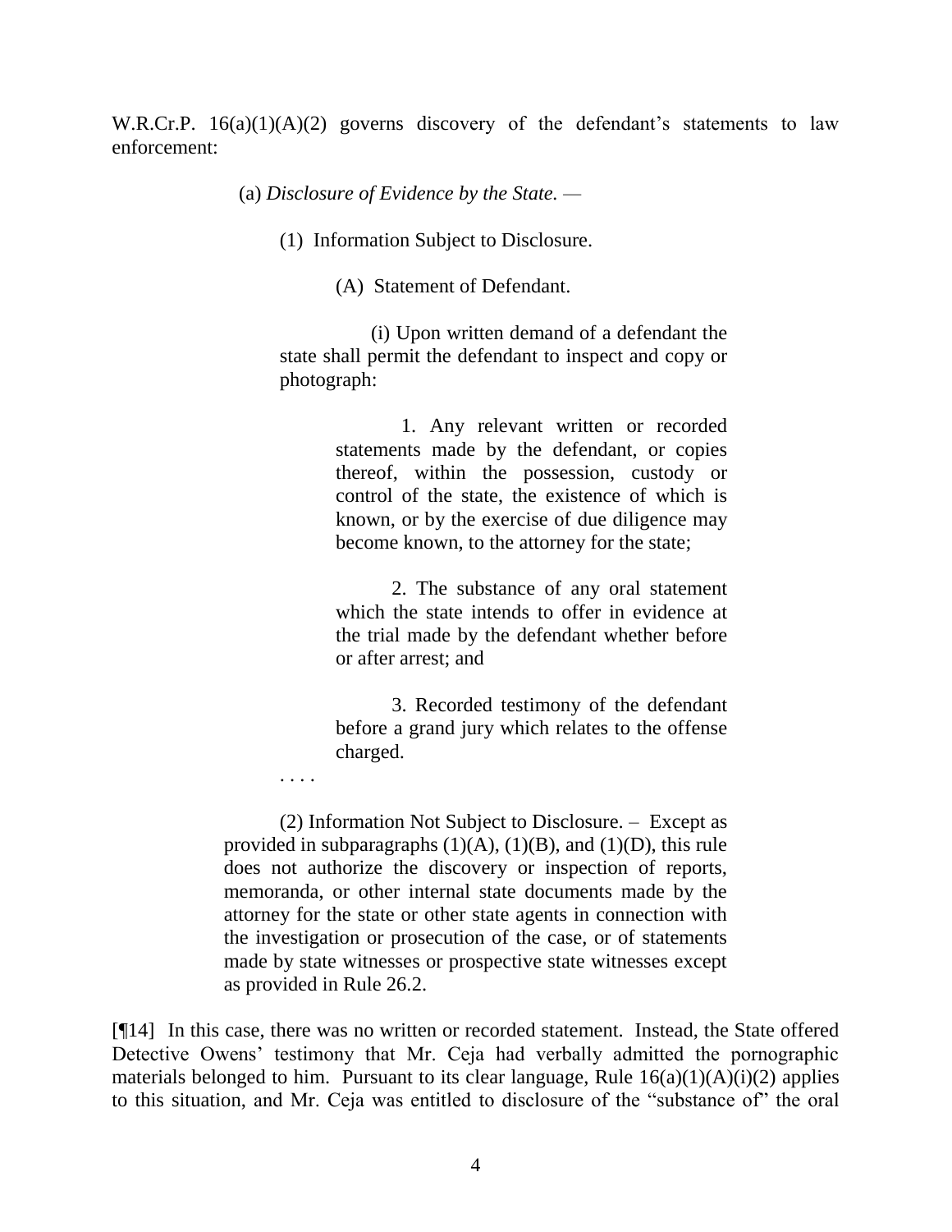W.R.Cr.P. 16(a)(1)(A)(2) governs discovery of the defendant's statements to law enforcement:

> (a) *Disclosure of Evidence by the State.* —
>
> > (1) Information Subject to Disclosure.
> >
> > > (A) Statement of Defendant.
> > >
> > > > (i) Upon written demand of a defendant the state shall permit the defendant to inspect and copy or photograph:
> > > >
> > > > > 1. Any relevant written or recorded statements made by the defendant, or copies thereof, within the possession, custody or control of the state, the existence of which is known, or by the exercise of due diligence may become known, to the attorney for the state;
> > > > >
> > > > > 2. The substance of any oral statement which the state intends to offer in evidence at the trial made by the defendant whether before or after arrest; and
> > > > >
> > > > > 3. Recorded testimony of the defendant before a grand jury which relates to the offense charged.
>
> . . . .
>
> > (2) Information Not Subject to Disclosure. – Except as provided in subparagraphs (1)(A), (1)(B), and (1)(D), this rule does not authorize the discovery or inspection of reports, memoranda, or other internal state documents made by the attorney for the state or other state agents in connection with the investigation or prosecution of the case, or of statements made by state witnesses or prospective state witnesses except as provided in Rule 26.2.

[¶14] In this case, there was no written or recorded statement. Instead, the State offered Detective Owens' testimony that Mr. Ceja had verbally admitted the pornographic materials belonged to him. Pursuant to its clear language, Rule 16(a)(1)(A)(i)(2) applies to this situation, and Mr. Ceja was entitled to disclosure of the "substance of" the oral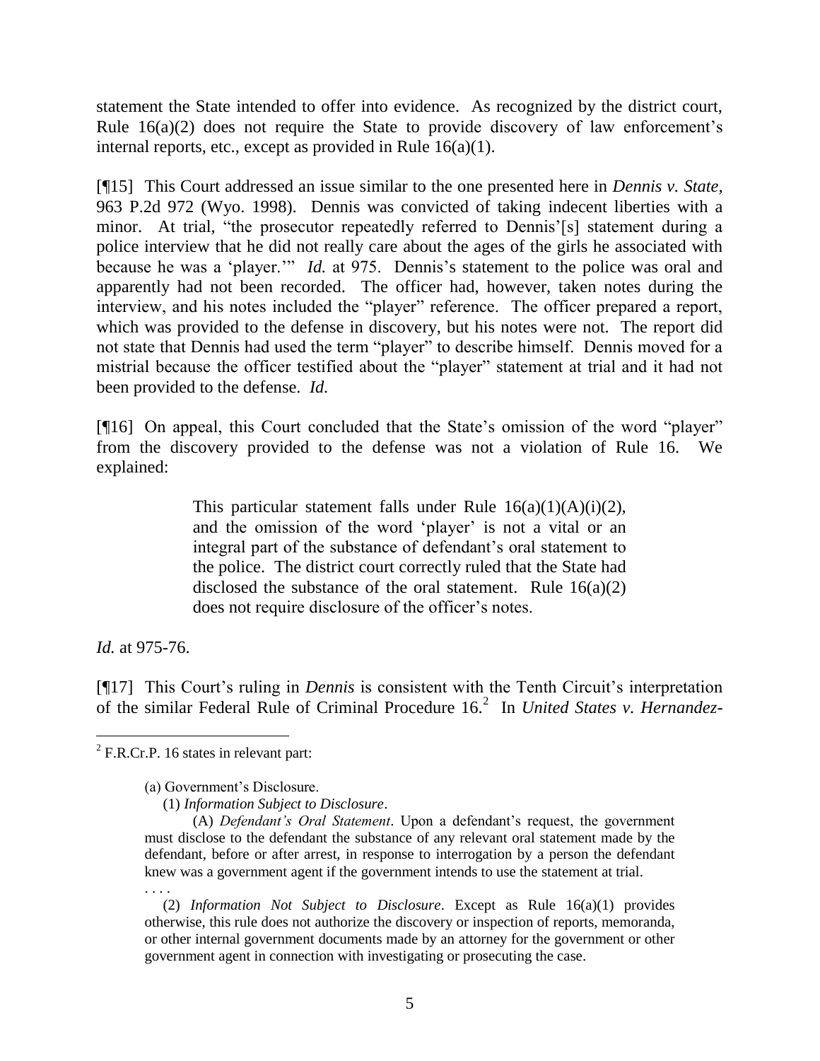statement the State intended to offer into evidence. As recognized by the district court, Rule 16(a)(2) does not require the State to provide discovery of law enforcement's internal reports, etc., except as provided in Rule 16(a)(1).

[¶15] This Court addressed an issue similar to the one presented here in *Dennis v. State,* 963 P.2d 972 (Wyo. 1998). Dennis was convicted of taking indecent liberties with a minor. At trial, "the prosecutor repeatedly referred to Dennis'[s] statement during a police interview that he did not really care about the ages of the girls he associated with because he was a 'player.'" *Id.* at 975. Dennis's statement to the police was oral and apparently had not been recorded. The officer had, however, taken notes during the interview, and his notes included the "player" reference. The officer prepared a report, which was provided to the defense in discovery, but his notes were not. The report did not state that Dennis had used the term "player" to describe himself. Dennis moved for a mistrial because the officer testified about the "player" statement at trial and it had not been provided to the defense. *Id.*

[¶16] On appeal, this Court concluded that the State's omission of the word "player" from the discovery provided to the defense was not a violation of Rule 16. We explained:

> This particular statement falls under Rule 16(a)(1)(A)(i)(2), and the omission of the word 'player' is not a vital or an integral part of the substance of defendant's oral statement to the police. The district court correctly ruled that the State had disclosed the substance of the oral statement. Rule 16(a)(2) does not require disclosure of the officer's notes.

*Id.* at 975-76.

[¶17] This Court's ruling in *Dennis* is consistent with the Tenth Circuit's interpretation of the similar Federal Rule of Criminal Procedure 16.[2] In *United States v. Hernandez-*

---

[2] F.R.Cr.P. 16 states in relevant part:

> (a) Government's Disclosure.
>
> (1) *Information Subject to Disclosure*.
>
> (A) *Defendant's Oral Statement*. Upon a defendant's request, the government must disclose to the defendant the substance of any relevant oral statement made by the defendant, before or after arrest, in response to interrogation by a person the defendant knew was a government agent if the government intends to use the statement at trial.
>
> . . . .
>
> (2) *Information Not Subject to Disclosure*. Except as Rule 16(a)(1) provides otherwise, this rule does not authorize the discovery or inspection of reports, memoranda, or other internal government documents made by an attorney for the government or other government agent in connection with investigating or prosecuting the case.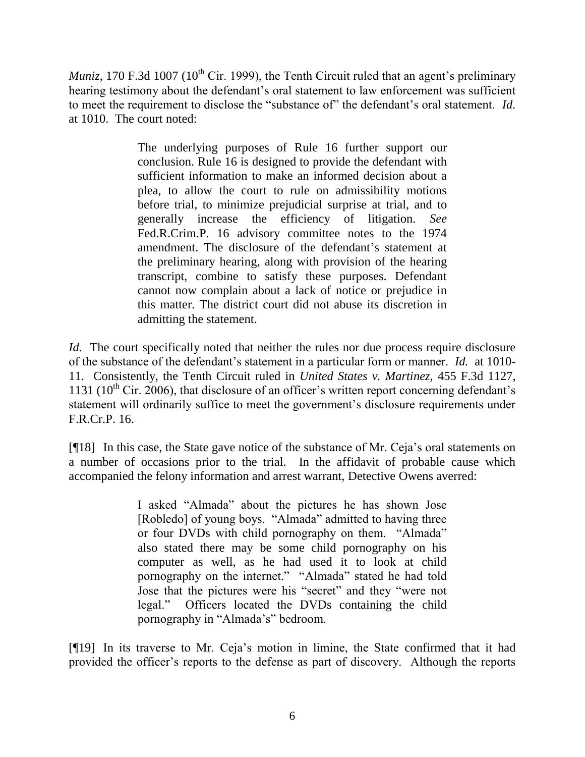*Muniz*, 170 F.3d 1007 (10th Cir. 1999), the Tenth Circuit ruled that an agent's preliminary hearing testimony about the defendant's oral statement to law enforcement was sufficient to meet the requirement to disclose the "substance of" the defendant's oral statement. *Id.* at 1010. The court noted:

> The underlying purposes of Rule 16 further support our conclusion. Rule 16 is designed to provide the defendant with sufficient information to make an informed decision about a plea, to allow the court to rule on admissibility motions before trial, to minimize prejudicial surprise at trial, and to generally increase the efficiency of litigation. *See* Fed.R.Crim.P. 16 advisory committee notes to the 1974 amendment. The disclosure of the defendant's statement at the preliminary hearing, along with provision of the hearing transcript, combine to satisfy these purposes. Defendant cannot now complain about a lack of notice or prejudice in this matter. The district court did not abuse its discretion in admitting the statement.

*Id.* The court specifically noted that neither the rules nor due process require disclosure of the substance of the defendant's statement in a particular form or manner. *Id.* at 1010-11. Consistently, the Tenth Circuit ruled in *United States v. Martinez*, 455 F.3d 1127, 1131 (10th Cir. 2006), that disclosure of an officer's written report concerning defendant's statement will ordinarily suffice to meet the government's disclosure requirements under F.R.Cr.P. 16.

[¶18] In this case, the State gave notice of the substance of Mr. Ceja's oral statements on a number of occasions prior to the trial. In the affidavit of probable cause which accompanied the felony information and arrest warrant, Detective Owens averred:

> I asked "Almada" about the pictures he has shown Jose [Robledo] of young boys. "Almada" admitted to having three or four DVDs with child pornography on them. "Almada" also stated there may be some child pornography on his computer as well, as he had used it to look at child pornography on the internet." "Almada" stated he had told Jose that the pictures were his "secret" and they "were not legal." Officers located the DVDs containing the child pornography in "Almada's" bedroom.

[¶19] In its traverse to Mr. Ceja's motion in limine, the State confirmed that it had provided the officer's reports to the defense as part of discovery. Although the reports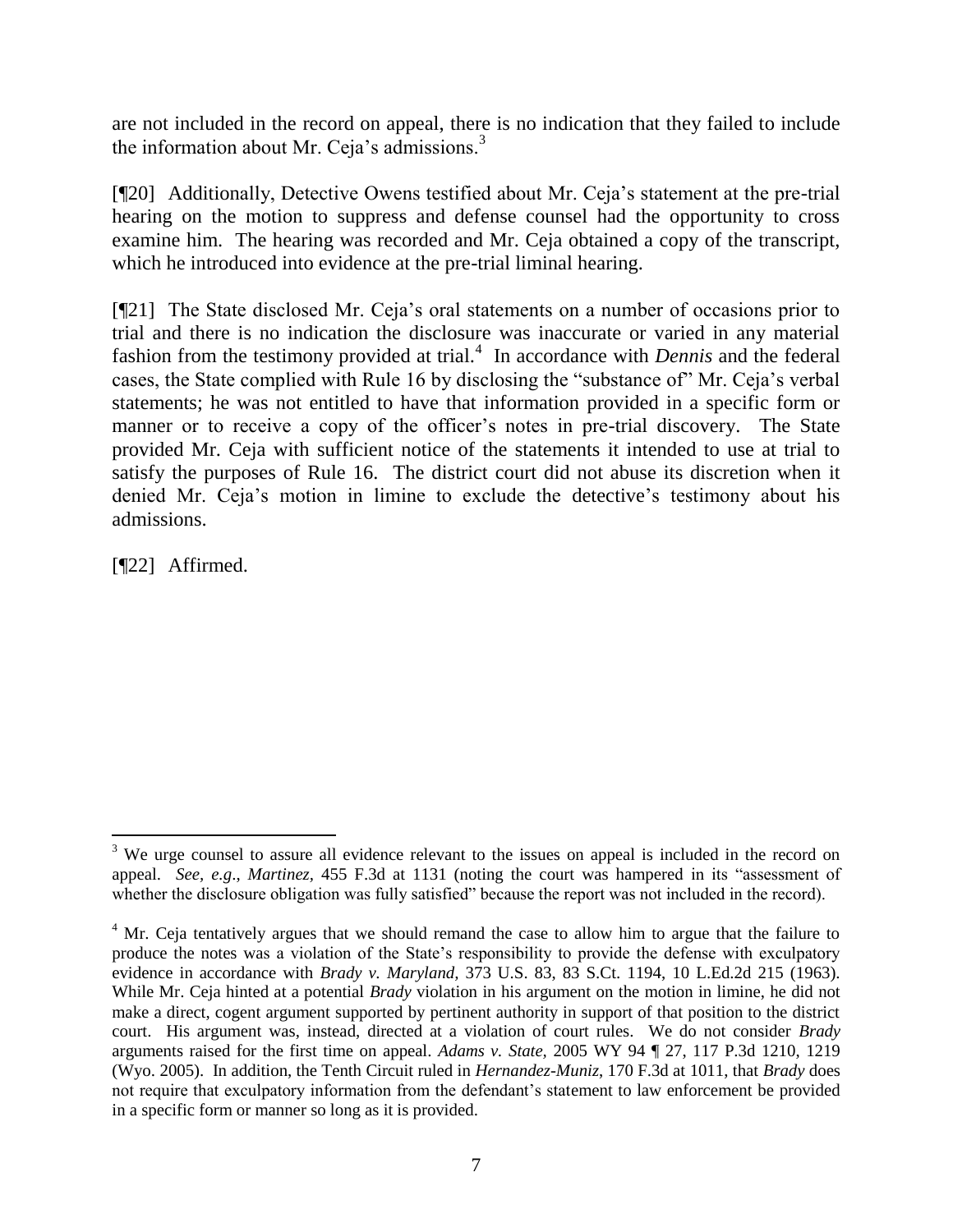are not included in the record on appeal, there is no indication that they failed to include the information about Mr. Ceja's admissions.[3]

[¶20] Additionally, Detective Owens testified about Mr. Ceja's statement at the pre-trial hearing on the motion to suppress and defense counsel had the opportunity to cross examine him. The hearing was recorded and Mr. Ceja obtained a copy of the transcript, which he introduced into evidence at the pre-trial liminal hearing.

[¶21] The State disclosed Mr. Ceja's oral statements on a number of occasions prior to trial and there is no indication the disclosure was inaccurate or varied in any material fashion from the testimony provided at trial.[4] In accordance with *Dennis* and the federal cases, the State complied with Rule 16 by disclosing the "substance of" Mr. Ceja's verbal statements; he was not entitled to have that information provided in a specific form or manner or to receive a copy of the officer's notes in pre-trial discovery. The State provided Mr. Ceja with sufficient notice of the statements it intended to use at trial to satisfy the purposes of Rule 16. The district court did not abuse its discretion when it denied Mr. Ceja's motion in limine to exclude the detective's testimony about his admissions.

[¶22] Affirmed.

---

[3] We urge counsel to assure all evidence relevant to the issues on appeal is included in the record on appeal. *See, e.g*., *Martinez,* 455 F.3d at 1131 (noting the court was hampered in its "assessment of whether the disclosure obligation was fully satisfied" because the report was not included in the record).

[4] Mr. Ceja tentatively argues that we should remand the case to allow him to argue that the failure to produce the notes was a violation of the State's responsibility to provide the defense with exculpatory evidence in accordance with *Brady v. Maryland*, 373 U.S. 83, 83 S.Ct. 1194, 10 L.Ed.2d 215 (1963). While Mr. Ceja hinted at a potential *Brady* violation in his argument on the motion in limine, he did not make a direct, cogent argument supported by pertinent authority in support of that position to the district court. His argument was, instead, directed at a violation of court rules. We do not consider *Brady* arguments raised for the first time on appeal. *Adams v. State*, 2005 WY 94 ¶ 27, 117 P.3d 1210, 1219 (Wyo. 2005). In addition, the Tenth Circuit ruled in *Hernandez-Muniz*, 170 F.3d at 1011, that *Brady* does not require that exculpatory information from the defendant's statement to law enforcement be provided in a specific form or manner so long as it is provided.